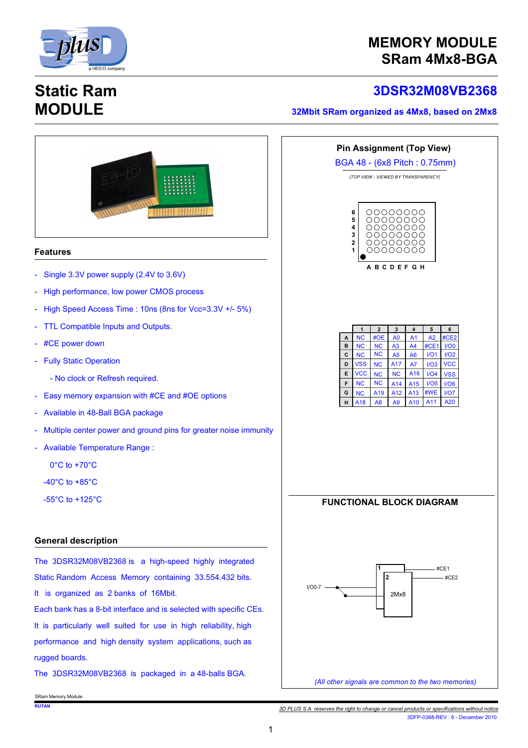# MEMORY MODULE
## SRam 4Mx8-BGA

# Static Ram MODULE

## 3DSR32M08VB2368

**32Mbit SRam organized as 4Mx8, based on 2Mx8**

### Features

- Single 3.3V power supply (2.4V to 3.6V)
- High performance, low power CMOS process
- High Speed Access Time : 10ns (8ns for Vcc=3.3V +/- 5%)
- TTL Compatible Inputs and Outputs.
- #CE power down
- Fully Static Operation
  - No clock or Refresh required.
- Easy memory expansion with #CE and #OE options
- Available in 48-Ball BGA package
- Multiple center power and ground pins for greater noise immunity
- Available Temperature Range :
  - 0°C to +70°C
  - -40°C to +85°C
  - -55°C to +125°C

### General description

The 3DSR32M08VB2368 is a high-speed highly integrated Static Random Access Memory containing 33.554.432 bits. It is organized as 2 banks of 16Mbit. Each bank has a 8-bit interface and is selected with specific CEs. It is particularly well suited for use in high reliability, high performance and high density system applications, such as rugged boards.

The 3DSR32M08VB2368 is packaged in a 48-balls BGA.

### Pin Assignment (Top View)

BGA 48 - (6x8 Pitch : 0.75mm)

*(TOP VIEW - VIEWED BY TRANSPARENCY)*

| | 1 | 2 | 3 | 4 | 5 | 6 |
|---|---|---|---|---|---|---|
| A | NC | #OE | A0 | A1 | A2 | #CE2 |
| B | NC | NC | A3 | A4 | #CE1 | I/O0 |
| C | NC | NC | A5 | A6 | I/O1 | I/O2 |
| D | VSS | NC | A17 | A7 | I/O3 | VCC |
| E | VCC | NC | NC | A16 | I/O4 | VSS |
| F | NC | NC | A14 | A15 | I/O5 | I/O6 |
| G | NC | A19 | A12 | A13 | #WE | I/O7 |
| H | A18 | A8 | A9 | A10 | A11 | A20 |

### FUNCTIONAL BLOCK DIAGRAM

I/O0-7 — 1, 2 — 2Mx8 — #CE1, #CE2

*(All other signals are common to the two memories)*

3D PLUS S.A. reserves the right to change or cancel products or specifications without notice

3DFP-0368-REV : 6 - December 2010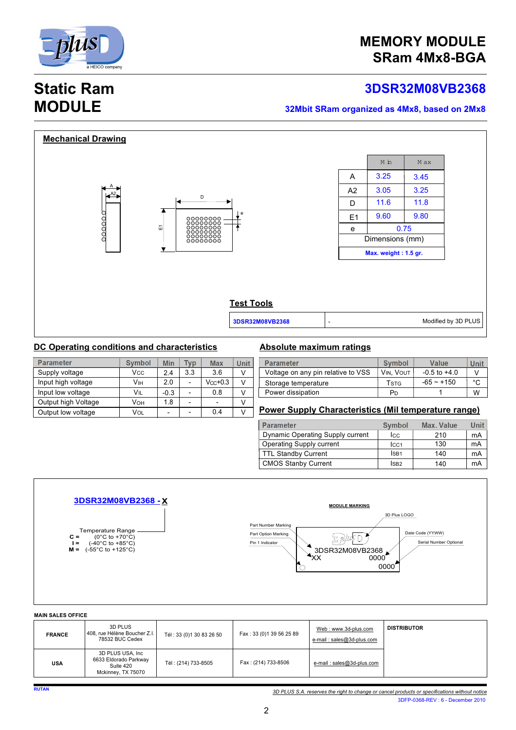# MEMORY MODULE
# SRam 4Mx8-BGA

# Static Ram MODULE

## 3DSR32M08VB2368

**32Mbit SRam organized as 4Mx8, based on 2Mx8**

### Mechanical Drawing

A
A2
D
E1
e

| | Min | Max |
|---|---|---|
| A | 3.25 | 3.45 |
| A2 | 3.05 | 3.25 |
| D | 11.6 | 11.8 |
| E1 | 9.60 | 9.80 |
| e | 0.75 | |
| Dimensions (mm) | | |
| Max. weight : 1.5 gr. | | |

### Test Tools

| | | |
|---|---|---|
| 3DSR32M08VB2368 | - | Modified by 3D PLUS |

### DC Operating conditions and characteristics

| Parameter | Symbol | Min | Typ | Max | Unit |
|---|---|---|---|---|---|
| Supply voltage | $V_{CC}$ | 2.4 | 3.3 | 3.6 | V |
| Input high voltage | $V_{IH}$ | 2.0 | - | $V_{CC}$+0.3 | V |
| Input low voltage | $V_{IL}$ | -0.3 | - | 0.8 | V |
| Output high Voltage | $V_{OH}$ | 1.8 | - | - | V |
| Output low voltage | $V_{OL}$ | - | - | 0.4 | V |

### Absolute maximum ratings

| Parameter | Symbol | Value | Unit |
|---|---|---|---|
| Voltage on any pin relative to VSS | $V_{IN}$, $V_{OUT}$ | -0.5 to +4.0 | V |
| Storage temperature | $T_{STG}$ | -65 ~ +150 | °C |
| Power dissipation | $P_D$ | 1 | W |

### Power Supply Characteristics (Mil temperature range)

| Parameter | Symbol | Max. Value | Unit |
|---|---|---|---|
| Dynamic Operating Supply current | $I_{CC}$ | 210 | mA |
| Operating Supply current | $I_{CC1}$ | 130 | mA |
| TTL Standby Current | $I_{SB1}$ | 140 | mA |
| CMOS Stanby Current | $I_{SB2}$ | 140 | mA |

**3DSR32M08VB2368 - X**

Temperature Range
**C =** (0°C to +70°C)
**I =** (-40°C to +85°C)
**M =** (-55°C to +125°C)

MODULE MARKING

3D Plus LOGO
Part Number Marking
Part Option Marking
Pin 1 Indicator
Date Code (YYWW)
Serial Number Optional

3DSR32M08VB2368
XX 0000
0000

MAIN SALES OFFICE

| | | | | | |
|---|---|---|---|---|---|
| FRANCE | 3D PLUS<br>408, rue Hélène Boucher Z.I.<br>78532 BUC Cedex | Tél : 33 (0)1 30 83 26 50 | Fax : 33 (0)1 39 56 25 89 | Web : www.3d-plus.com<br>e-mail : sales@3d-plus.com | DISTRIBUTOR |
| USA | 3D PLUS USA, Inc<br>6633 Eldorado Parkway<br>Suite 420<br>Mckinney, TX 75070 | Tél : (214) 733-8505 | Fax : (214) 733-8506 | e-mail : sales@3d-plus.com | |

RUTAN

*3D PLUS S.A. reserves the right to change or cancel products or specifications without notice*

3DFP-0368-REV : 6 - December 2010